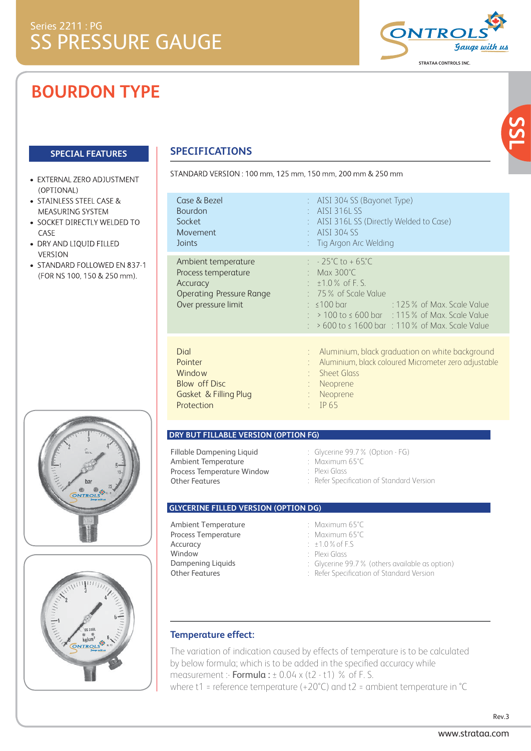Series 2211 : PG

# SS PRESSURE GAUGE

CONTROLS Gauge with us

STRATAA CONTROLS INC.

SSL

## BOURDON TYPE

### SPECIAL FEATURES

- EXTERNAL ZERO ADJUSTMENT (OPTIONAL)
- STAINLESS STEEL CASE & MEASURING SYSTEM
- SOCKET DIRECTLY WELDED TO CASE
- DRY AND LIQUID FILLED VERSION
- STANDARD FOLLOWED EN 837-1 (FOR NS 100, 150 & 250 mm).

### SPECIFICATIONS

STANDARD VERSION : 100 mm, 125 mm, 150 mm, 200 mm & 250 mm

| | |
|---|---|
| Case & Bezel | : AISI 304 SS (Bayonet Type) |
| Bourdon | : AISI 316L SS |
| Socket | : AISI 316L SS (Directly Welded to Case) |
| Movement | : AISI 304 SS |
| Joints | : Tig Argon Arc Welding |

| | | |
|---|---|---|
| Ambient temperature | : - 25°C to + 65°C | |
| Process temperature | : Max 300°C | |
| Accuracy | : ±1.0 % of F. S. | |
| Operating Pressure Range | : 75 % of Scale Value | |
| Over pressure limit | : ≤100 bar | : 125 % of Max. Scale Value |
| | : > 100 to ≤ 600 bar | : 115 % of Max. Scale Value |
| | : > 600 to ≤ 1600 bar | : 110 % of Max. Scale Value |

| | |
|---|---|
| Dial | : Aluminium, black graduation on white background |
| Pointer | : Aluminium, black coloured Micrometer zero adjustable |
| Window | : Sheet Glass |
| Blow off Disc | : Neoprene |
| Gasket & Filling Plug | : Neoprene |
| Protection | : IP 65 |

#### DRY BUT FILLABLE VERSION (OPTION FG)

| | |
|---|---|
| Fillable Dampening Liquid | : Glycerine 99.7 % (Option - FG) |
| Ambient Temperature | : Maximum 65°C |
| Process Temperature Window | : Plexi Glass |
| Other Features | : Refer Specification of Standard Version |

#### GLYCERINE FILLED VERSION (OPTION DG)

| | |
|---|---|
| Ambient Temperature | : Maximum 65°C |
| Process Temperature | : Maximum 65°C |
| Accuracy | : ±1.0 % of F.S |
| Window | : Plexi Glass |
| Dampening Liquids | : Glycerine 99.7 % (others available as option) |
| Other Features | : Refer Specification of Standard Version |

### Temperature effect:

The variation of indication caused by effects of temperature is to be calculated by below formula; which is to be added in the specified accuracy while measurement :- **Formula :** $\pm 0.04 \times (t2 - t1)$ % of F. S.
where t1 = reference temperature (+20°C) and t2 = ambient temperature in °C

Rev.3

www.strataa.com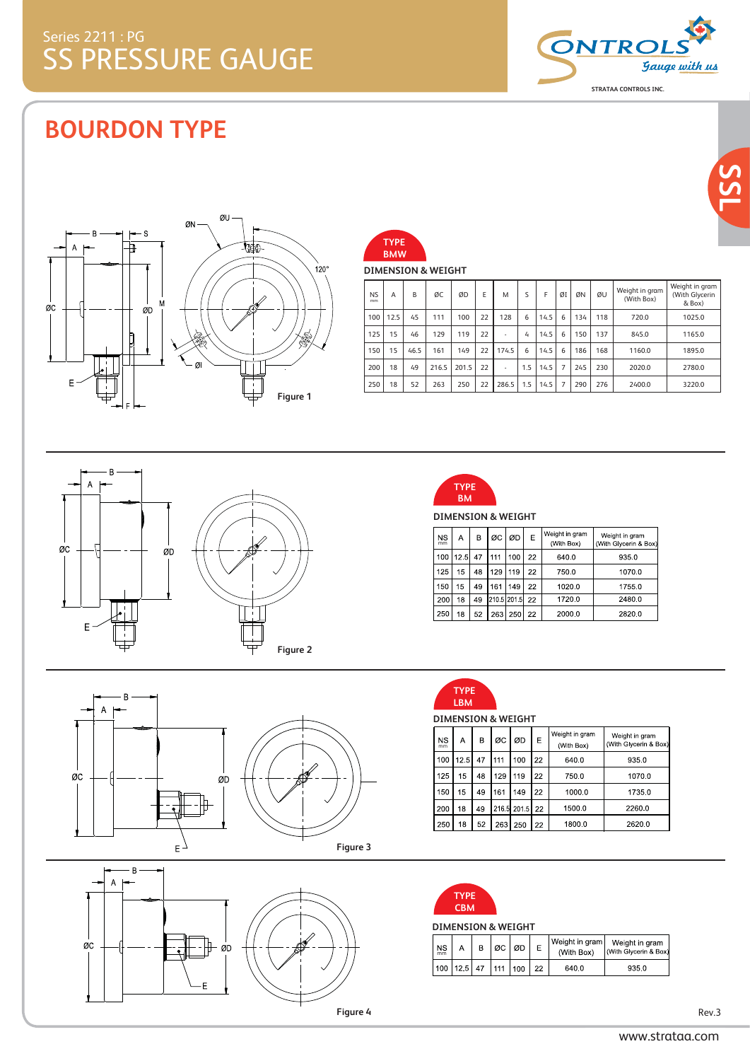Series 2211 : PG

# SS PRESSURE GAUGE

## BOURDON TYPE

Figure 1

### TYPE BMW

DIMENSION & WEIGHT

| NS mm | A | B | ØC | ØD | E | M | S | F | ØI | ØN | ØU | Weight in gram (With Box) | Weight in gram (With Glycerin & Box) |
|---|---|---|---|---|---|---|---|---|---|---|---|---|---|
| 100 | 12.5 | 45 | 111 | 100 | 22 | 128 | 6 | 14.5 | 6 | 134 | 118 | 720.0 | 1025.0 |
| 125 | 15 | 46 | 129 | 119 | 22 | - | 4 | 14.5 | 6 | 150 | 137 | 845.0 | 1165.0 |
| 150 | 15 | 46.5 | 161 | 149 | 22 | 174.5 | 6 | 14.5 | 6 | 186 | 168 | 1160.0 | 1895.0 |
| 200 | 18 | 49 | 216.5 | 201.5 | 22 | - | 1.5 | 14.5 | 7 | 245 | 230 | 2020.0 | 2780.0 |
| 250 | 18 | 52 | 263 | 250 | 22 | 286.5 | 1.5 | 14.5 | 7 | 290 | 276 | 2400.0 | 3220.0 |

Figure 2

### TYPE BM

DIMENSION & WEIGHT

| NS mm | A | B | ØC | ØD | E | Weight in gram (With Box) | Weight in gram (With Glycerin & Box) |
|---|---|---|---|---|---|---|---|
| 100 | 12.5 | 47 | 111 | 100 | 22 | 640.0 | 935.0 |
| 125 | 15 | 48 | 129 | 119 | 22 | 750.0 | 1070.0 |
| 150 | 15 | 49 | 161 | 149 | 22 | 1020.0 | 1755.0 |
| 200 | 18 | 49 | 210.5 | 201.5 | 22 | 1720.0 | 2480.0 |
| 250 | 18 | 52 | 263 | 250 | 22 | 2000.0 | 2820.0 |

Figure 3

### TYPE LBM

DIMENSION & WEIGHT

| NS mm | A | B | ØC | ØD | E | Weight in gram (With Box) | Weight in gram (With Glycerin & Box) |
|---|---|---|---|---|---|---|---|
| 100 | 12.5 | 47 | 111 | 100 | 22 | 640.0 | 935.0 |
| 125 | 15 | 48 | 129 | 119 | 22 | 750.0 | 1070.0 |
| 150 | 15 | 49 | 161 | 149 | 22 | 1000.0 | 1735.0 |
| 200 | 18 | 49 | 216.5 | 201.5 | 22 | 1500.0 | 2260.0 |
| 250 | 18 | 52 | 263 | 250 | 22 | 1800.0 | 2620.0 |

Figure 4

### TYPE CBM

DIMENSION & WEIGHT

| NS mm | A | B | ØC | ØD | E | Weight in gram (With Box) | Weight in gram (With Glycerin & Box) |
|---|---|---|---|---|---|---|---|
| 100 | 12.5 | 47 | 111 | 100 | 22 | 640.0 | 935.0 |

Rev.3

www.strataa.com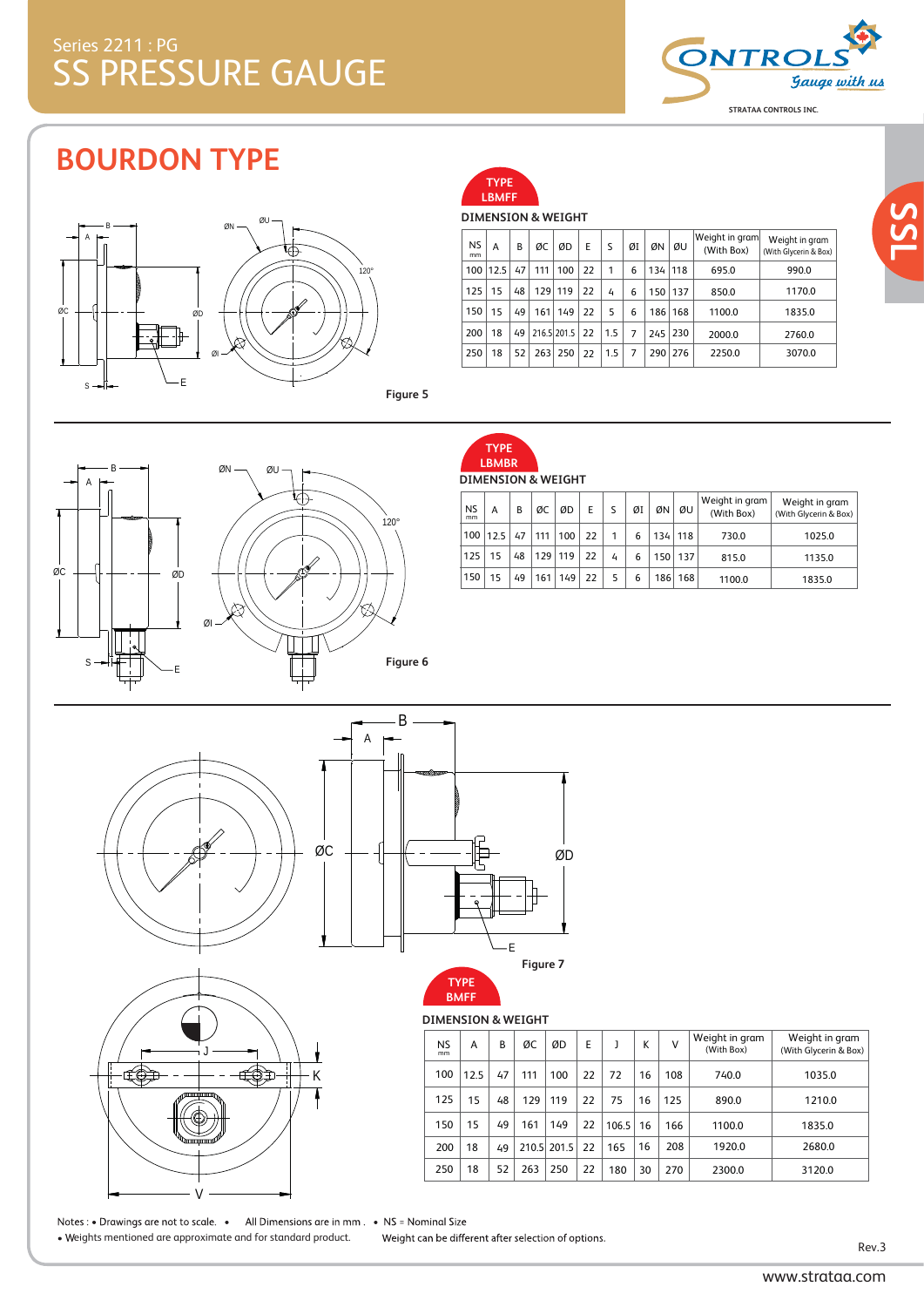# Series 2211 : PG
# SS PRESSURE GAUGE

## BOURDON TYPE

### TYPE LBMFF

**DIMENSION & WEIGHT**

| NS mm | A | B | ØC | ØD | E | S | ØI | ØN | ØU | Weight in gram (With Box) | Weight in gram (With Glycerin & Box) |
|---|---|---|---|---|---|---|---|---|---|---|---|
| 100 | 12.5 | 47 | 111 | 100 | 22 | 1 | 6 | 134 | 118 | 695.0 | 990.0 |
| 125 | 15 | 48 | 129 | 119 | 22 | 4 | 6 | 150 | 137 | 850.0 | 1170.0 |
| 150 | 15 | 49 | 161 | 149 | 22 | 5 | 6 | 186 | 168 | 1100.0 | 1835.0 |
| 200 | 18 | 49 | 216.5 | 201.5 | 22 | 1.5 | 7 | 245 | 230 | 2000.0 | 2760.0 |
| 250 | 18 | 52 | 263 | 250 | 22 | 1.5 | 7 | 290 | 276 | 2250.0 | 3070.0 |

Figure 5

### TYPE LBMBR

**DIMENSION & WEIGHT**

| NS mm | A | B | ØC | ØD | E | S | ØI | ØN | ØU | Weight in gram (With Box) | Weight in gram (With Glycerin & Box) |
|---|---|---|---|---|---|---|---|---|---|---|---|
| 100 | 12.5 | 47 | 111 | 100 | 22 | 1 | 6 | 134 | 118 | 730.0 | 1025.0 |
| 125 | 15 | 48 | 129 | 119 | 22 | 4 | 6 | 150 | 137 | 815.0 | 1135.0 |
| 150 | 15 | 49 | 161 | 149 | 22 | 5 | 6 | 186 | 168 | 1100.0 | 1835.0 |

Figure 6

Figure 7

### TYPE BMFF

**DIMENSION & WEIGHT**

| NS mm | A | B | ØC | ØD | E | J | K | V | Weight in gram (With Box) | Weight in gram (With Glycerin & Box) |
|---|---|---|---|---|---|---|---|---|---|---|
| 100 | 12.5 | 47 | 111 | 100 | 22 | 72 | 16 | 108 | 740.0 | 1035.0 |
| 125 | 15 | 48 | 129 | 119 | 22 | 75 | 16 | 125 | 890.0 | 1210.0 |
| 150 | 15 | 49 | 161 | 149 | 22 | 106.5 | 16 | 166 | 1100.0 | 1835.0 |
| 200 | 18 | 49 | 210.5 | 201.5 | 22 | 165 | 16 | 208 | 1920.0 | 2680.0 |
| 250 | 18 | 52 | 263 | 250 | 22 | 180 | 30 | 270 | 2300.0 | 3120.0 |

Notes : • Drawings are not to scale. • All Dimensions are in mm . • NS = Nominal Size
• Weights mentioned are approximate and for standard product. Weight can be different after selection of options.

Rev.3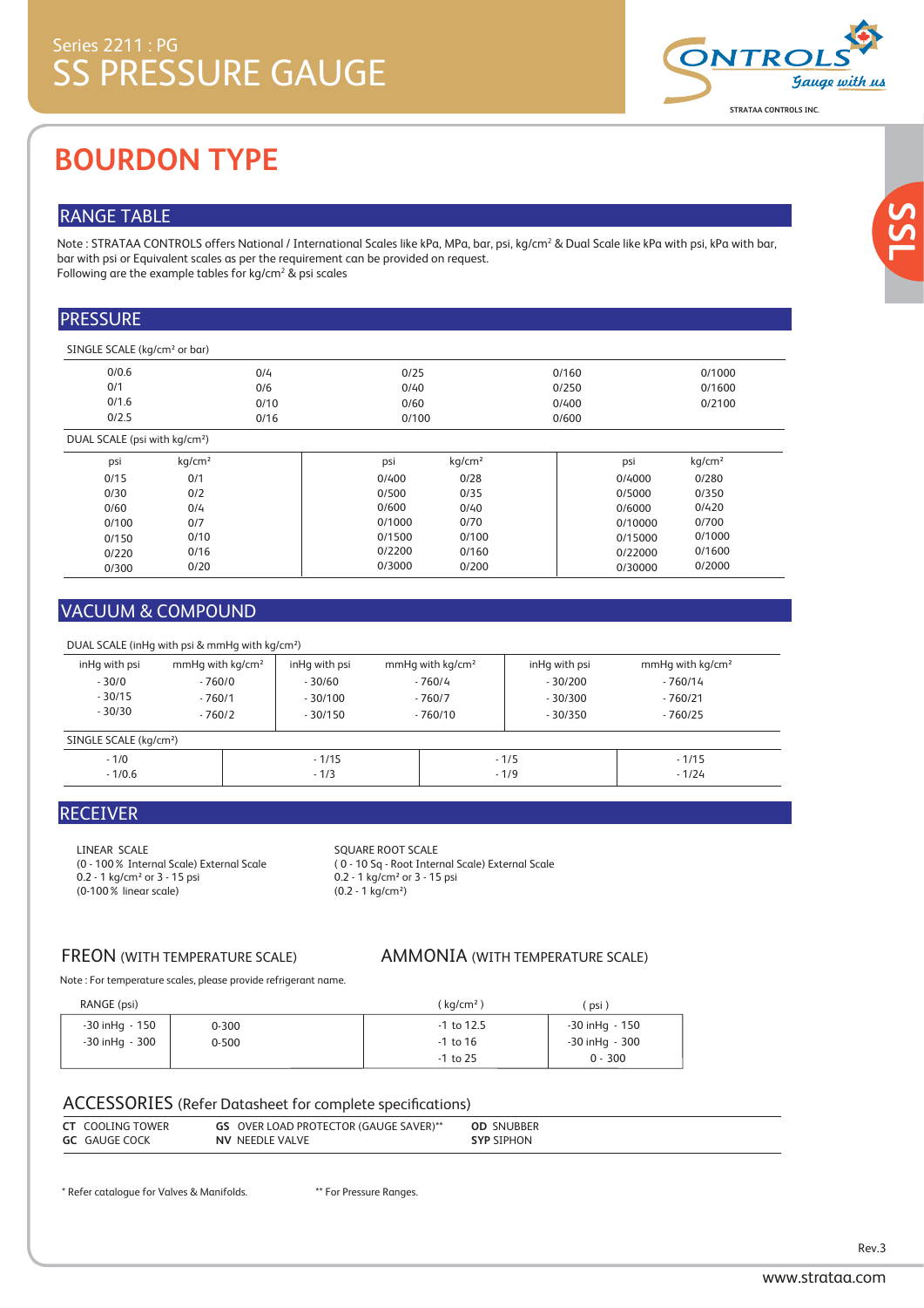Series 2211 : PG
# SS PRESSURE GAUGE

STRATAA CONTROLS INC.

## BOURDON TYPE

### RANGE TABLE

Note : STRATAA CONTROLS offers National / International Scales like kPa, MPa, bar, psi, kg/cm² & Dual Scale like kPa with psi, kPa with bar, bar with psi or Equivalent scales as per the requirement can be provided on request.
Following are the example tables for kg/cm² & psi scales

### PRESSURE

SINGLE SCALE (kg/cm² or bar)

| | | | | |
|---|---|---|---|---|
| 0/0.6 | 0/4 | 0/25 | 0/160 | 0/1000 |
| 0/1 | 0/6 | 0/40 | 0/250 | 0/1600 |
| 0/1.6 | 0/10 | 0/60 | 0/400 | 0/2100 |
| 0/2.5 | 0/16 | 0/100 | 0/600 | |

DUAL SCALE (psi with kg/cm²)

| psi | kg/cm² | psi | kg/cm² | psi | kg/cm² |
|---|---|---|---|---|---|
| 0/15 | 0/1 | 0/400 | 0/28 | 0/4000 | 0/280 |
| 0/30 | 0/2 | 0/500 | 0/35 | 0/5000 | 0/350 |
| 0/60 | 0/4 | 0/600 | 0/40 | 0/6000 | 0/420 |
| 0/100 | 0/7 | 0/1000 | 0/70 | 0/10000 | 0/700 |
| 0/150 | 0/10 | 0/1500 | 0/100 | 0/15000 | 0/1000 |
| 0/220 | 0/16 | 0/2200 | 0/160 | 0/22000 | 0/1600 |
| 0/300 | 0/20 | 0/3000 | 0/200 | 0/30000 | 0/2000 |

### VACUUM & COMPOUND

DUAL SCALE (inHg with psi & mmHg with kg/cm²)

| inHg with psi | mmHg with kg/cm² | inHg with psi | mmHg with kg/cm² | inHg with psi | mmHg with kg/cm² |
|---|---|---|---|---|---|
| - 30/0 | - 760/0 | - 30/60 | - 760/4 | - 30/200 | - 760/14 |
| - 30/15 | - 760/1 | - 30/100 | - 760/7 | - 30/300 | - 760/21 |
| - 30/30 | - 760/2 | - 30/150 | - 760/10 | - 30/350 | - 760/25 |

SINGLE SCALE (kg/cm²)

| | | | |
|---|---|---|---|
| - 1/0 | - 1/15 | - 1/5 | - 1/15 |
| - 1/0.6 | - 1/3 | - 1/9 | - 1/24 |

### RECEIVER

LINEAR SCALE
(0 - 100 % Internal Scale) External Scale
0.2 - 1 kg/cm² or 3 - 15 psi
(0-100 % linear scale)

SQUARE ROOT SCALE
( 0 - 10 Sq - Root Internal Scale) External Scale
0.2 - 1 kg/cm² or 3 - 15 psi
(0.2 - 1 kg/cm²)

### FREON (WITH TEMPERATURE SCALE)

### AMMONIA (WITH TEMPERATURE SCALE)

Note : For temperature scales, please provide refrigerant name.

| RANGE (psi) | | ( kg/cm² ) | ( psi ) |
|---|---|---|---|
| -30 inHg - 150 | 0-300 | -1 to 12.5 | -30 inHg - 150 |
| -30 inHg - 300 | 0-500 | -1 to 16 | -30 inHg - 300 |
| | | -1 to 25 | 0 - 300 |

### ACCESSORIES (Refer Datasheet for complete specifications)

| | | |
|---|---|---|
| **CT** COOLING TOWER | **GS** OVER LOAD PROTECTOR (GAUGE SAVER)** | **OD** SNUBBER |
| **GC** GAUGE COCK | **NV** NEEDLE VALVE | **SYP** SIPHON |

* Refer catalogue for Valves & Manifolds. ** For Pressure Ranges.

Rev.3

www.strataa.com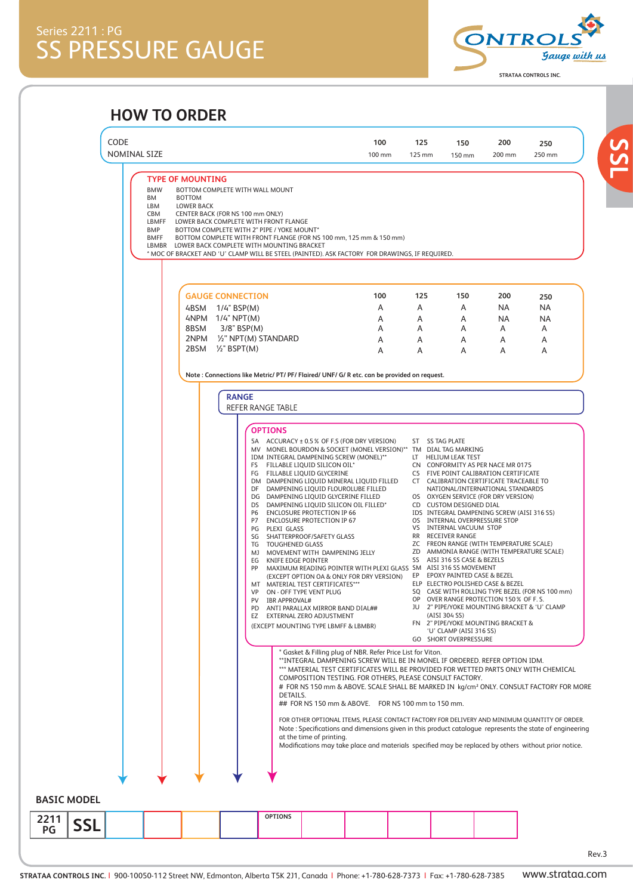Series 2211 : PG

# SS PRESSURE GAUGE

CONTROLS Gauge with us

STRATAA CONTROLS INC.

SSL

## HOW TO ORDER

| CODE | 100 | 125 | 150 | 200 | 250 |
|---|---|---|---|---|---|
| NOMINAL SIZE | 100 mm | 125 mm | 150 mm | 200 mm | 250 mm |

### TYPE OF MOUNTING

- BMW BOTTOM COMPLETE WITH WALL MOUNT
- BM BOTTOM
- LBM LOWER BACK
- CBM CENTER BACK (FOR NS 100 mm ONLY)
- LBMFF LOWER BACK COMPLETE WITH FRONT FLANGE
- BMP BOTTOM COMPLETE WITH 2" PIPE / YOKE MOUNT*
- BMFF BOTTOM COMPLETE WITH FRONT FLANGE (FOR NS 100 mm, 125 mm & 150 mm)
- LBMBR LOWER BACK COMPLETE WITH MOUNTING BRACKET

* MOC OF BRACKET AND 'U' CLAMP WILL BE STEEL (PAINTED). ASK FACTORY FOR DRAWINGS, IF REQUIRED.

### GAUGE CONNECTION

| GAUGE CONNECTION | | 100 | 125 | 150 | 200 | 250 |
|---|---|---|---|---|---|---|
| 4BSM | 1/4" BSP(M) | A | A | A | NA | NA |
| 4NPM | 1/4" NPT(M) | A | A | A | NA | NA |
| 8BSM | 3/8" BSP(M) | A | A | A | A | A |
| 2NPM | ½" NPT(M) STANDARD | A | A | A | A | A |
| 2BSM | ½" BSPT(M) | A | A | A | A | A |

Note : Connections like Metric/ PT/ PF/ Flaired/ UNF/ G/ R etc. can be provided on request.

### RANGE

REFER RANGE TABLE

### OPTIONS

- 5A ACCURACY ± 0.5 % OF F.S (FOR DRY VERSION)
- MV MONEL BOURDON & SOCKET (MONEL VERSION)**
- IDM INTEGRAL DAMPENING SCREW (MONEL)**
- FS FILLABLE LIQUID SILICON OIL*
- FG FILLABLE LIQUID GLYCERINE
- DM DAMPENING LIQUID MINERAL LIQUID FILLED
- DF DAMPENING LIQUID FLOUROLUBE FILLED
- DG DAMPENING LIQUID GLYCERINE FILLED
- DS DAMPENING LIQUID SILICON OIL FILLED*
- P6 ENCLOSURE PROTECTION IP 66
- P7 ENCLOSURE PROTECTION IP 67
- PG PLEXI GLASS
- SG SHATTERPROOF/SAFETY GLASS
- TG TOUGHENED GLASS
- MJ MOVEMENT WITH DAMPENING JELLY
- EG KNIFE EDGE POINTER
- PP MAXIMUM READING POINTER WITH PLEXI GLASS (EXCEPT OPTION OA & ONLY FOR DRY VERSION)
- MT MATERIAL TEST CERTIFICATES***
- VP ON - OFF TYPE VENT PLUG
- PV IBR APPROVAL#
- PD ANTI PARALLAX MIRROR BAND DIAL##
- EZ EXTERNAL ZERO ADJUSTMENT (EXCEPT MOUNTING TYPE LBMFF & LBMBR)
- ST SS TAG PLATE
- TM DIAL TAG MARKING
- LT HELIUM LEAK TEST
- CN CONFORMITY AS PER NACE MR 0175
- C5 FIVE POINT CALIBRATION CERTIFICATE
- CT CALIBRATION CERTIFICATE TRACEABLE TO NATIONAL/INTERNATIONAL STANDARDS
- OS OXYGEN SERVICE (FOR DRY VERSION)
- CD CUSTOM DESIGNED DIAL
- IDS INTEGRAL DAMPENING SCREW (AISI 316 SS)
- OS INTERNAL OVERPRESSURE STOP
- VS INTERNAL VACUUM STOP
- RR RECEIVER RANGE
- ZC FREON RANGE (WITH TEMPERATURE SCALE)
- ZD AMMONIA RANGE (WITH TEMPERATURE SCALE)
- SS AISI 316 SS CASE & BEZELS
- SM AISI 316 SS MOVEMENT
- EP EPOXY PAINTED CASE & BEZEL
- ELP ELECTRO POLISHED CASE & BEZEL
- SQ CASE WITH ROLLING TYPE BEZEL (FOR NS 100 mm)
- OP OVER RANGE PROTECTION 150 % OF F. S.
- JU 2" PIPE/YOKE MOUNTING BRACKET & 'U' CLAMP (AISI 304 SS)
- FN 2" PIPE/YOKE MOUNTING BRACKET & 'U' CLAMP (AISI 316 SS)
- GO SHORT OVERPRESSURE

* Gasket & Filling plug of NBR. Refer Price List for Viton.
** INTEGRAL DAMPENING SCREW WILL BE IN MONEL IF ORDERED. REFER OPTION IDM.
*** MATERIAL TEST CERTIFICATES WILL BE PROVIDED FOR WETTED PARTS ONLY WITH CHEMICAL COMPOSITION TESTING. FOR OTHERS, PLEASE CONSULT FACTORY.
# FOR NS 150 mm & ABOVE. SCALE SHALL BE MARKED IN kg/cm² ONLY. CONSULT FACTORY FOR MORE DETAILS.
## FOR NS 150 mm & ABOVE. FOR NS 100 mm to 150 mm.

FOR OTHER OPTIONAL ITEMS, PLEASE CONTACT FACTORY FOR DELIVERY AND MINIMUM QUANTITY OF ORDER.

Note : Specifications and dimensions given in this product catalogue represents the state of engineering at the time of printing.

Modifications may take place and materials specified may be replaced by others without prior notice.

### BASIC MODEL

| 2211 PG | SSL | | | | | OPTIONS | | | | | |
|---|---|---|---|---|---|---|---|---|---|---|---|

Rev.3

STRATAA CONTROLS INC. | 900-10050-112 Street NW, Edmonton, Alberta T5K 2J1, Canada | Phone: +1-780-628-7373 | Fax: +1-780-628-7385 www.strataa.com